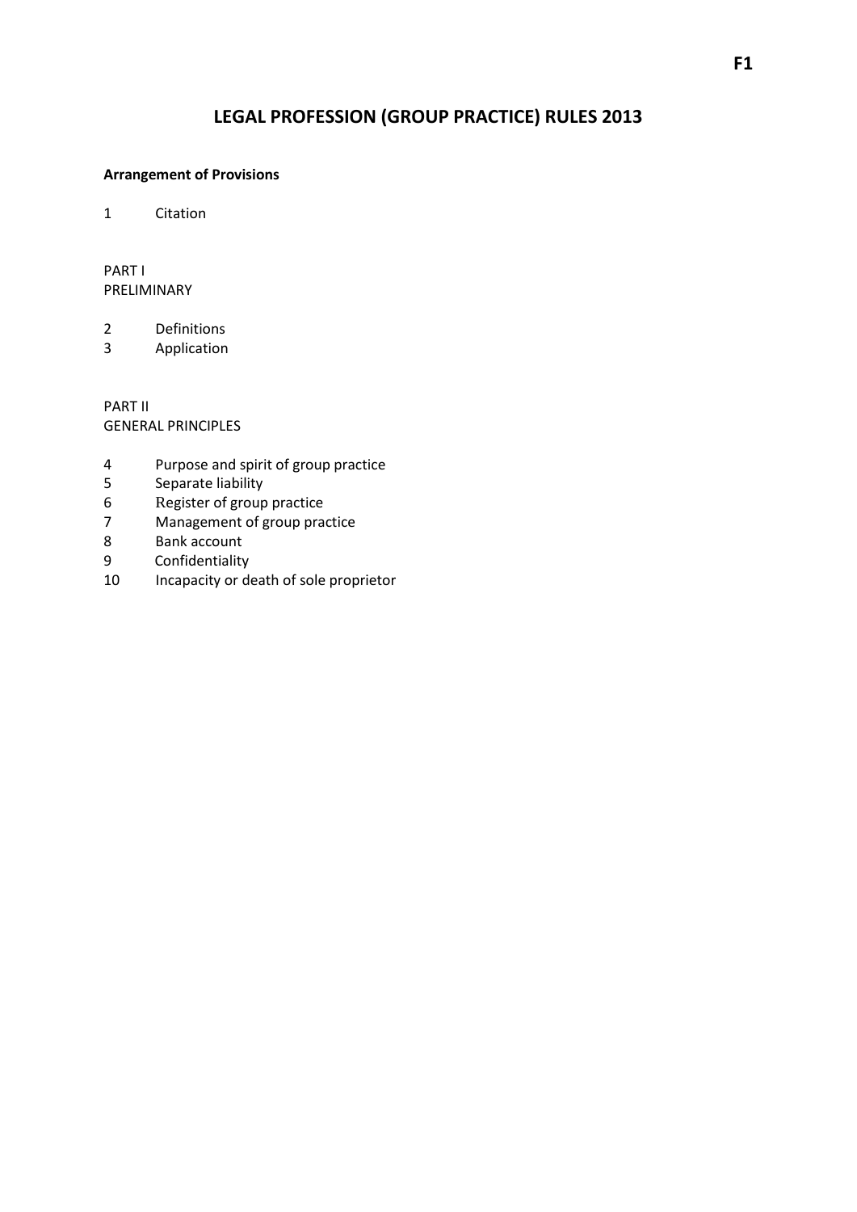# LEGAL PROFESSION (GROUP PRACTICE) RULES 2013

**Arrangement of Provisions**

1 Citation

PART I
PRELIMINARY

2 Definitions
3 Application

PART II
GENERAL PRINCIPLES

4 Purpose and spirit of group practice
5 Separate liability
6 Register of group practice
7 Management of group practice
8 Bank account
9 Confidentiality
10 Incapacity or death of sole proprietor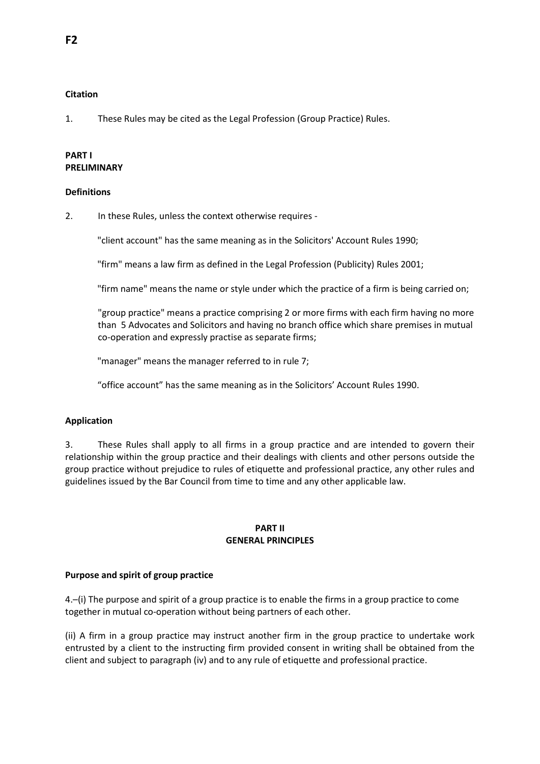**F2**

**Citation**

1. These Rules may be cited as the Legal Profession (Group Practice) Rules.

**PART I**
**PRELIMINARY**

**Definitions**

2. In these Rules, unless the context otherwise requires -

"client account" has the same meaning as in the Solicitors' Account Rules 1990;

"firm" means a law firm as defined in the Legal Profession (Publicity) Rules 2001;

"firm name" means the name or style under which the practice of a firm is being carried on;

"group practice" means a practice comprising 2 or more firms with each firm having no more than 5 Advocates and Solicitors and having no branch office which share premises in mutual co-operation and expressly practise as separate firms;

"manager" means the manager referred to in rule 7;

"office account" has the same meaning as in the Solicitors' Account Rules 1990.

**Application**

3. These Rules shall apply to all firms in a group practice and are intended to govern their relationship within the group practice and their dealings with clients and other persons outside the group practice without prejudice to rules of etiquette and professional practice, any other rules and guidelines issued by the Bar Council from time to time and any other applicable law.

**PART II**
**GENERAL PRINCIPLES**

**Purpose and spirit of group practice**

4.–(i) The purpose and spirit of a group practice is to enable the firms in a group practice to come together in mutual co-operation without being partners of each other.

(ii) A firm in a group practice may instruct another firm in the group practice to undertake work entrusted by a client to the instructing firm provided consent in writing shall be obtained from the client and subject to paragraph (iv) and to any rule of etiquette and professional practice.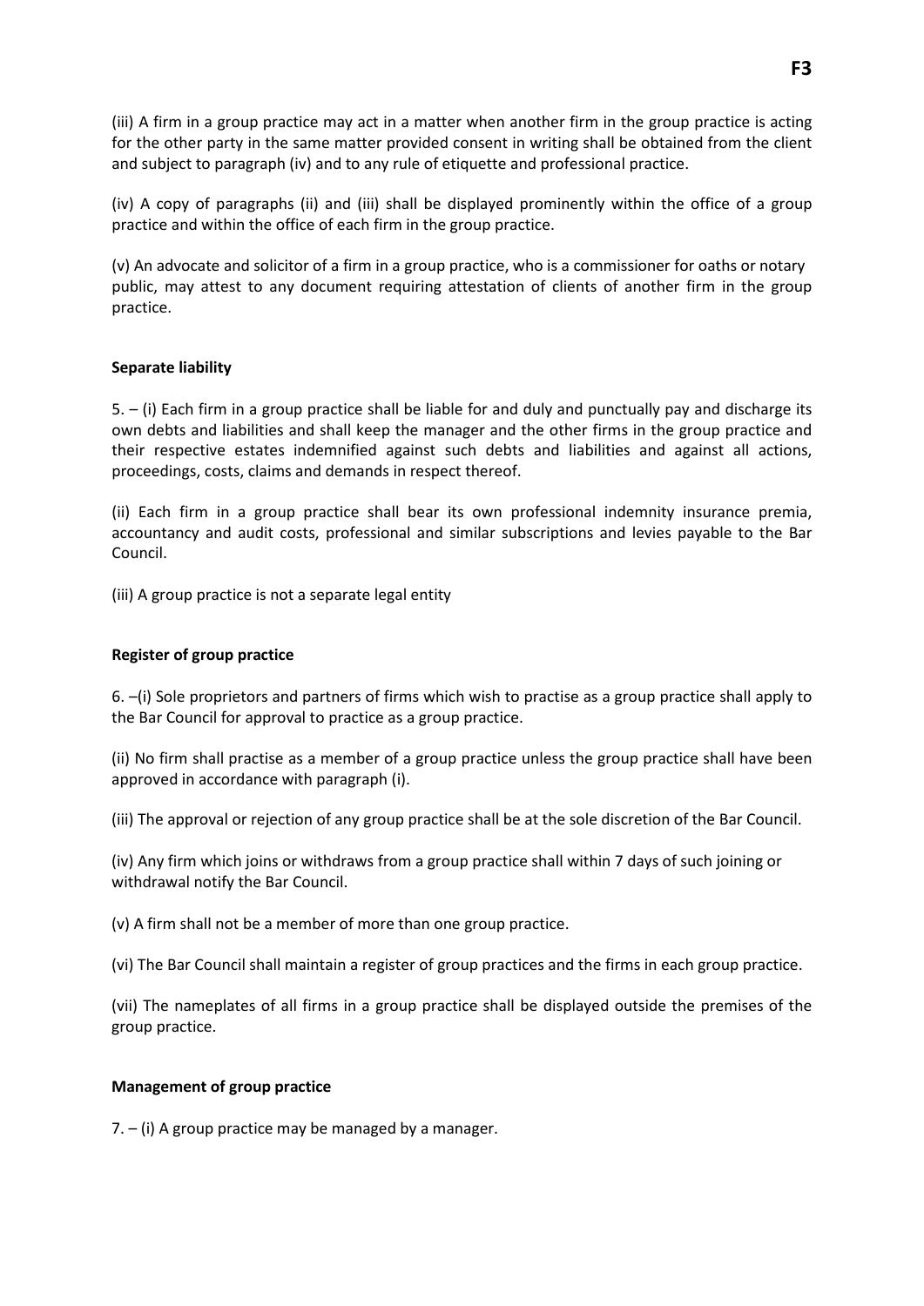(iii) A firm in a group practice may act in a matter when another firm in the group practice is acting for the other party in the same matter provided consent in writing shall be obtained from the client and subject to paragraph (iv) and to any rule of etiquette and professional practice.

(iv) A copy of paragraphs (ii) and (iii) shall be displayed prominently within the office of a group practice and within the office of each firm in the group practice.

(v) An advocate and solicitor of a firm in a group practice, who is a commissioner for oaths or notary public, may attest to any document requiring attestation of clients of another firm in the group practice.

**Separate liability**

5. – (i) Each firm in a group practice shall be liable for and duly and punctually pay and discharge its own debts and liabilities and shall keep the manager and the other firms in the group practice and their respective estates indemnified against such debts and liabilities and against all actions, proceedings, costs, claims and demands in respect thereof.

(ii) Each firm in a group practice shall bear its own professional indemnity insurance premia, accountancy and audit costs, professional and similar subscriptions and levies payable to the Bar Council.

(iii) A group practice is not a separate legal entity

**Register of group practice**

6. –(i) Sole proprietors and partners of firms which wish to practise as a group practice shall apply to the Bar Council for approval to practice as a group practice.

(ii) No firm shall practise as a member of a group practice unless the group practice shall have been approved in accordance with paragraph (i).

(iii) The approval or rejection of any group practice shall be at the sole discretion of the Bar Council.

(iv) Any firm which joins or withdraws from a group practice shall within 7 days of such joining or withdrawal notify the Bar Council.

(v) A firm shall not be a member of more than one group practice.

(vi) The Bar Council shall maintain a register of group practices and the firms in each group practice.

(vii) The nameplates of all firms in a group practice shall be displayed outside the premises of the group practice.

**Management of group practice**

7. – (i) A group practice may be managed by a manager.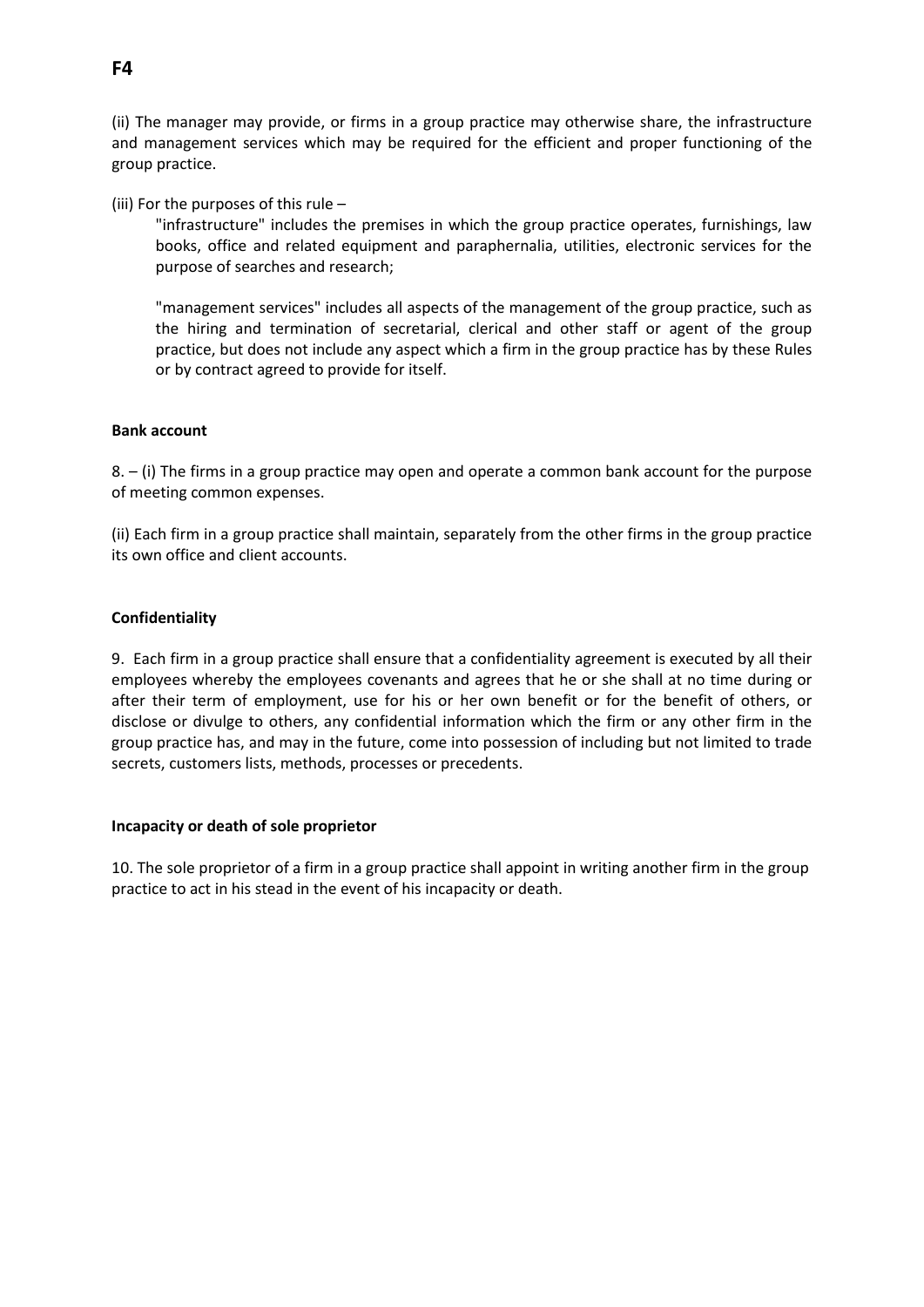(ii) The manager may provide, or firms in a group practice may otherwise share, the infrastructure and management services which may be required for the efficient and proper functioning of the group practice.

(iii) For the purposes of this rule –

"infrastructure" includes the premises in which the group practice operates, furnishings, law books, office and related equipment and paraphernalia, utilities, electronic services for the purpose of searches and research;

"management services" includes all aspects of the management of the group practice, such as the hiring and termination of secretarial, clerical and other staff or agent of the group practice, but does not include any aspect which a firm in the group practice has by these Rules or by contract agreed to provide for itself.

**Bank account**

8. – (i) The firms in a group practice may open and operate a common bank account for the purpose of meeting common expenses.

(ii) Each firm in a group practice shall maintain, separately from the other firms in the group practice its own office and client accounts.

**Confidentiality**

9. Each firm in a group practice shall ensure that a confidentiality agreement is executed by all their employees whereby the employees covenants and agrees that he or she shall at no time during or after their term of employment, use for his or her own benefit or for the benefit of others, or disclose or divulge to others, any confidential information which the firm or any other firm in the group practice has, and may in the future, come into possession of including but not limited to trade secrets, customers lists, methods, processes or precedents.

**Incapacity or death of sole proprietor**

10. The sole proprietor of a firm in a group practice shall appoint in writing another firm in the group practice to act in his stead in the event of his incapacity or death.